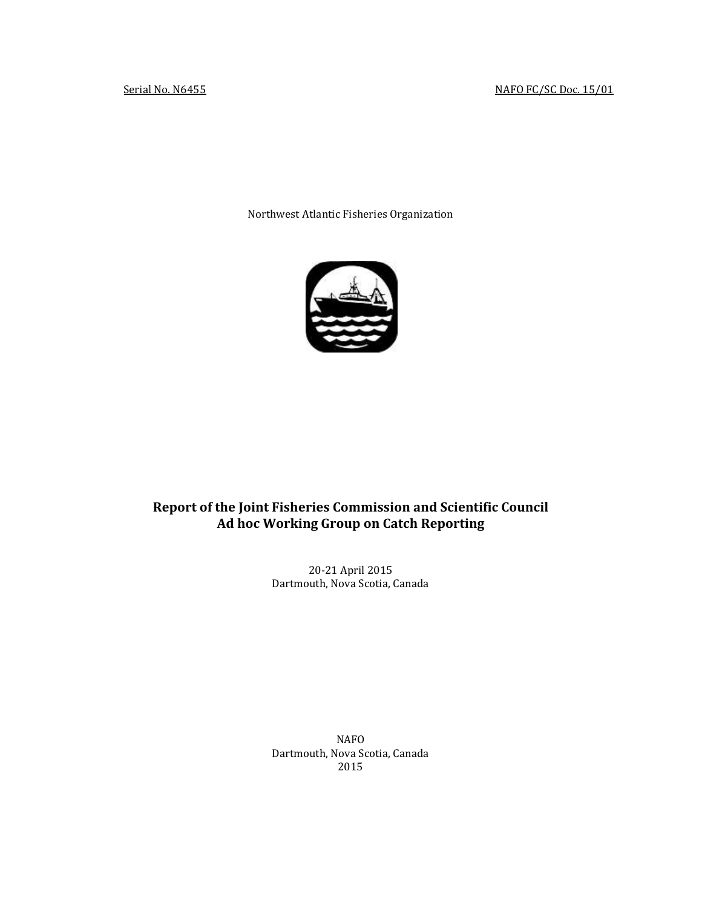Serial No. N6455 NAFO FC/SC Doc. 15/01

Northwest Atlantic Fisheries Organization

# Report of the Joint Fisheries Commission and Scientific Council Ad hoc Working Group on Catch Reporting

20-21 April 2015
Dartmouth, Nova Scotia, Canada

NAFO
Dartmouth, Nova Scotia, Canada
2015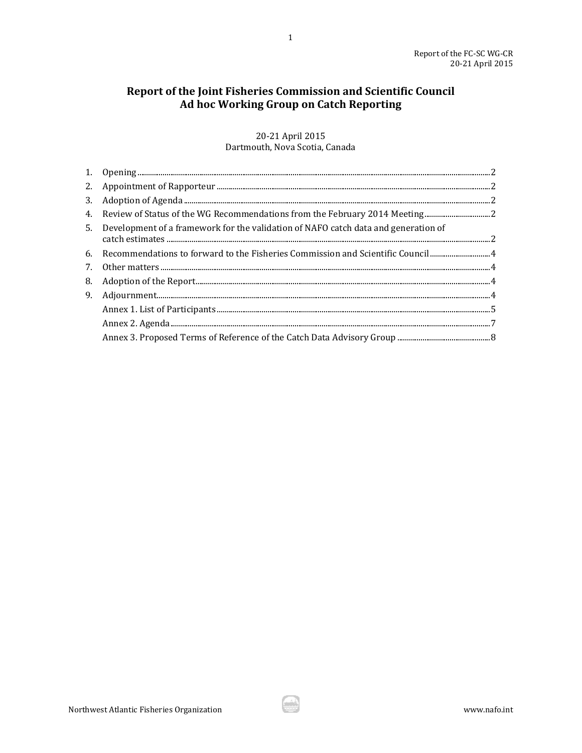# Report of the Joint Fisheries Commission and Scientific Council Ad hoc Working Group on Catch Reporting

20-21 April 2015
Dartmouth, Nova Scotia, Canada

1. Opening ........ 2
2. Appointment of Rapporteur ........ 2
3. Adoption of Agenda ........ 2
4. Review of Status of the WG Recommendations from the February 2014 Meeting ........ 2
5. Development of a framework for the validation of NAFO catch data and generation of catch estimates ........ 2
6. Recommendations to forward to the Fisheries Commission and Scientific Council ........ 4
7. Other matters ........ 4
8. Adoption of the Report ........ 4
9. Adjournment ........ 4

   Annex 1. List of Participants ........ 5

   Annex 2. Agenda ........ 7

   Annex 3. Proposed Terms of Reference of the Catch Data Advisory Group ........ 8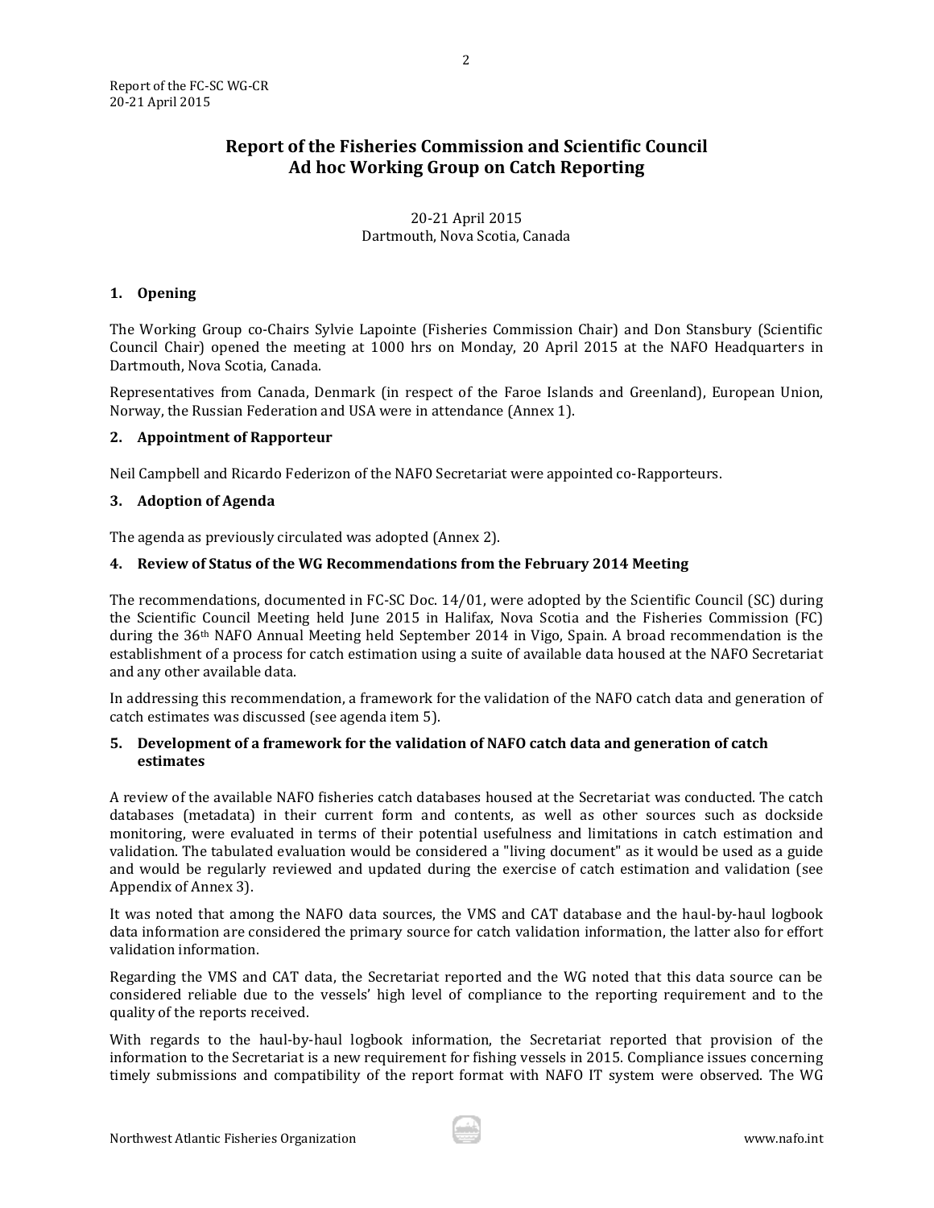# Report of the Fisheries Commission and Scientific Council Ad hoc Working Group on Catch Reporting

20-21 April 2015
Dartmouth, Nova Scotia, Canada

## 1. Opening

The Working Group co-Chairs Sylvie Lapointe (Fisheries Commission Chair) and Don Stansbury (Scientific Council Chair) opened the meeting at 1000 hrs on Monday, 20 April 2015 at the NAFO Headquarters in Dartmouth, Nova Scotia, Canada.

Representatives from Canada, Denmark (in respect of the Faroe Islands and Greenland), European Union, Norway, the Russian Federation and USA were in attendance (Annex 1).

## 2. Appointment of Rapporteur

Neil Campbell and Ricardo Federizon of the NAFO Secretariat were appointed co-Rapporteurs.

## 3. Adoption of Agenda

The agenda as previously circulated was adopted (Annex 2).

## 4. Review of Status of the WG Recommendations from the February 2014 Meeting

The recommendations, documented in FC-SC Doc. 14/01, were adopted by the Scientific Council (SC) during the Scientific Council Meeting held June 2015 in Halifax, Nova Scotia and the Fisheries Commission (FC) during the 36th NAFO Annual Meeting held September 2014 in Vigo, Spain. A broad recommendation is the establishment of a process for catch estimation using a suite of available data housed at the NAFO Secretariat and any other available data.

In addressing this recommendation, a framework for the validation of the NAFO catch data and generation of catch estimates was discussed (see agenda item 5).

## 5. Development of a framework for the validation of NAFO catch data and generation of catch estimates

A review of the available NAFO fisheries catch databases housed at the Secretariat was conducted. The catch databases (metadata) in their current form and contents, as well as other sources such as dockside monitoring, were evaluated in terms of their potential usefulness and limitations in catch estimation and validation. The tabulated evaluation would be considered a "living document" as it would be used as a guide and would be regularly reviewed and updated during the exercise of catch estimation and validation (see Appendix of Annex 3).

It was noted that among the NAFO data sources, the VMS and CAT database and the haul-by-haul logbook data information are considered the primary source for catch validation information, the latter also for effort validation information.

Regarding the VMS and CAT data, the Secretariat reported and the WG noted that this data source can be considered reliable due to the vessels' high level of compliance to the reporting requirement and to the quality of the reports received.

With regards to the haul-by-haul logbook information, the Secretariat reported that provision of the information to the Secretariat is a new requirement for fishing vessels in 2015. Compliance issues concerning timely submissions and compatibility of the report format with NAFO IT system were observed. The WG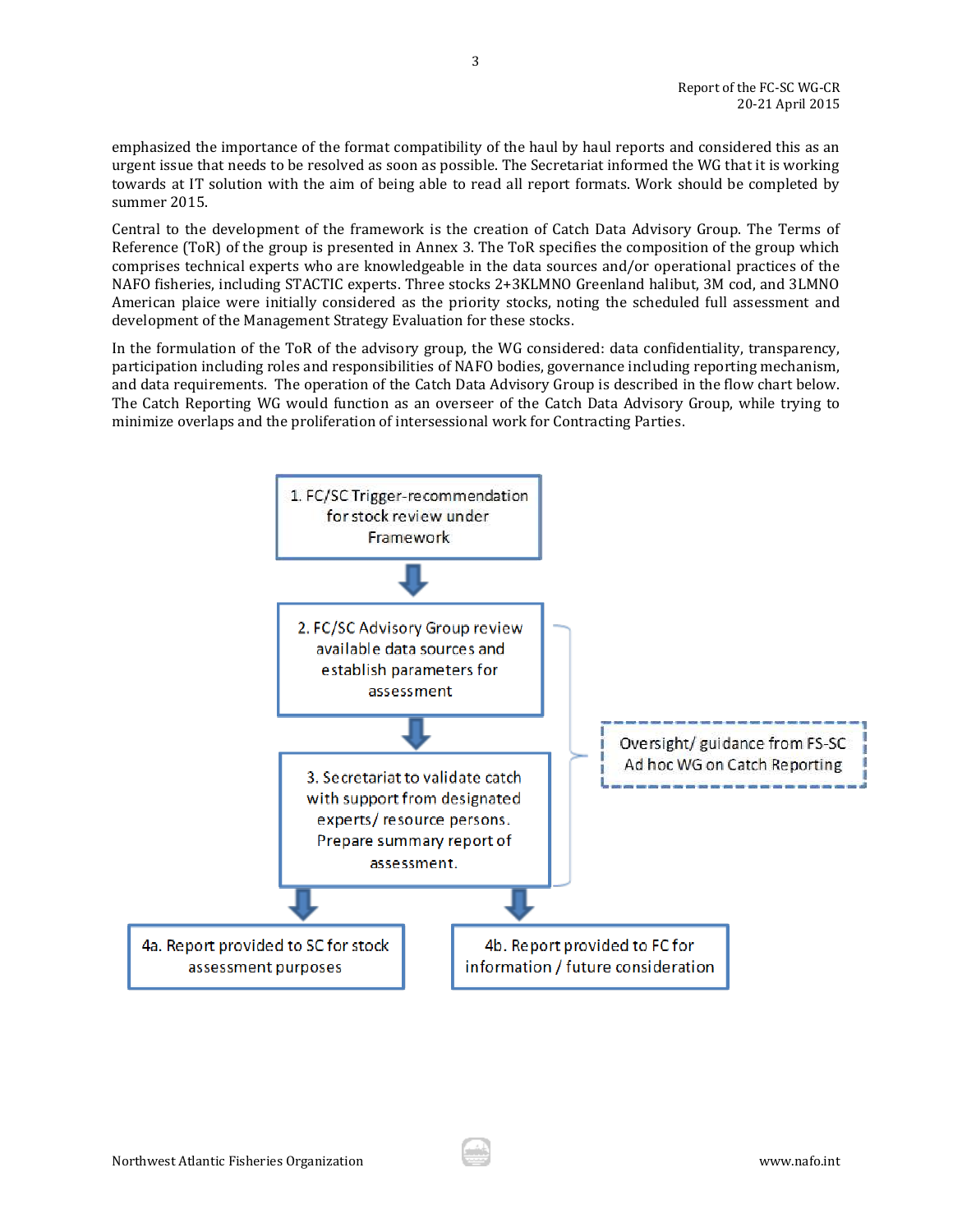emphasized the importance of the format compatibility of the haul by haul reports and considered this as an urgent issue that needs to be resolved as soon as possible. The Secretariat informed the WG that it is working towards at IT solution with the aim of being able to read all report formats. Work should be completed by summer 2015.

Central to the development of the framework is the creation of Catch Data Advisory Group. The Terms of Reference (ToR) of the group is presented in Annex 3. The ToR specifies the composition of the group which comprises technical experts who are knowledgeable in the data sources and/or operational practices of the NAFO fisheries, including STACTIC experts. Three stocks 2+3KLMNO Greenland halibut, 3M cod, and 3LMNO American plaice were initially considered as the priority stocks, noting the scheduled full assessment and development of the Management Strategy Evaluation for these stocks.

In the formulation of the ToR of the advisory group, the WG considered: data confidentiality, transparency, participation including roles and responsibilities of NAFO bodies, governance including reporting mechanism, and data requirements. The operation of the Catch Data Advisory Group is described in the flow chart below. The Catch Reporting WG would function as an overseer of the Catch Data Advisory Group, while trying to minimize overlaps and the proliferation of intersessional work for Contracting Parties.

1. FC/SC Trigger-recommendation for stock review under Framework

↓

2. FC/SC Advisory Group review available data sources and establish parameters for assessment

↓

3. Secretariat to validate catch with support from designated experts/ resource persons. Prepare summary report of assessment.

↓

4a. Report provided to SC for stock assessment purposes

4b. Report provided to FC for information / future consideration

Oversight/ guidance from FS-SC Ad hoc WG on Catch Reporting (steps 2–3)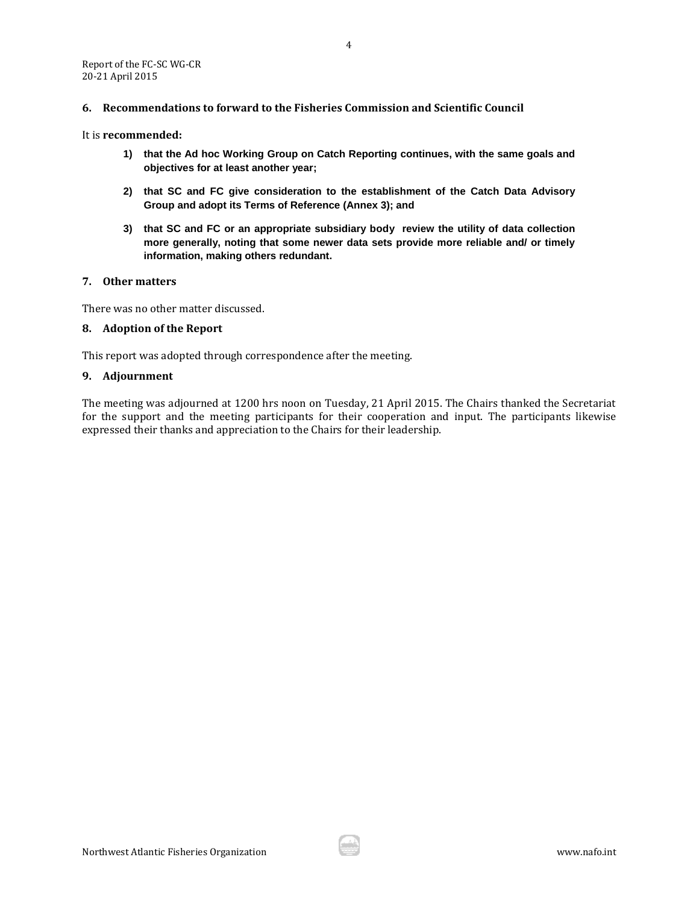## 6. Recommendations to forward to the Fisheries Commission and Scientific Council

It is **recommended:**

1) **that the Ad hoc Working Group on Catch Reporting continues, with the same goals and objectives for at least another year;**

2) **that SC and FC give consideration to the establishment of the Catch Data Advisory Group and adopt its Terms of Reference (Annex 3); and**

3) **that SC and FC or an appropriate subsidiary body review the utility of data collection more generally, noting that some newer data sets provide more reliable and/ or timely information, making others redundant.**

## 7. Other matters

There was no other matter discussed.

## 8. Adoption of the Report

This report was adopted through correspondence after the meeting.

## 9. Adjournment

The meeting was adjourned at 1200 hrs noon on Tuesday, 21 April 2015. The Chairs thanked the Secretariat for the support and the meeting participants for their cooperation and input. The participants likewise expressed their thanks and appreciation to the Chairs for their leadership.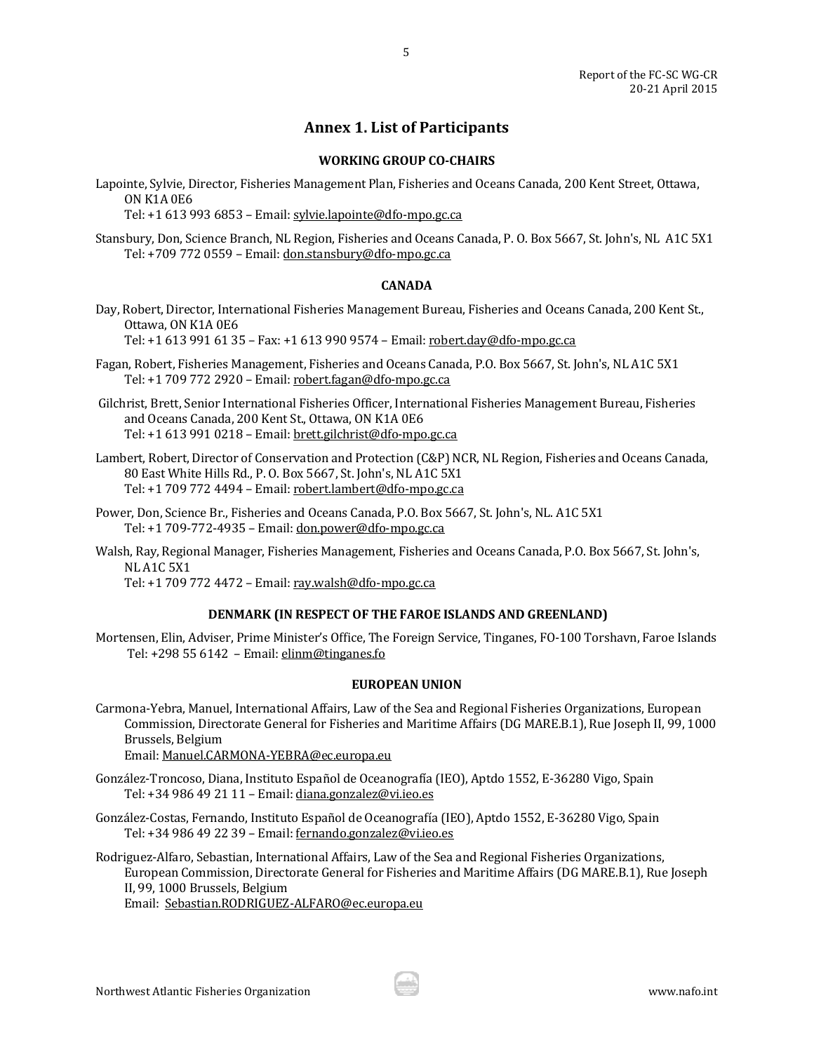## Annex 1. List of Participants

### WORKING GROUP CO-CHAIRS

Lapointe, Sylvie, Director, Fisheries Management Plan, Fisheries and Oceans Canada, 200 Kent Street, Ottawa, ON K1A 0E6
Tel: +1 613 993 6853 – Email: sylvie.lapointe@dfo-mpo.gc.ca

Stansbury, Don, Science Branch, NL Region, Fisheries and Oceans Canada, P. O. Box 5667, St. John's, NL A1C 5X1
Tel: +709 772 0559 – Email: don.stansbury@dfo-mpo.gc.ca

### CANADA

Day, Robert, Director, International Fisheries Management Bureau, Fisheries and Oceans Canada, 200 Kent St., Ottawa, ON K1A 0E6
Tel: +1 613 991 61 35 – Fax: +1 613 990 9574 – Email: robert.day@dfo-mpo.gc.ca

Fagan, Robert, Fisheries Management, Fisheries and Oceans Canada, P.O. Box 5667, St. John's, NL A1C 5X1
Tel: +1 709 772 2920 – Email: robert.fagan@dfo-mpo.gc.ca

Gilchrist, Brett, Senior International Fisheries Officer, International Fisheries Management Bureau, Fisheries and Oceans Canada, 200 Kent St., Ottawa, ON K1A 0E6
Tel: +1 613 991 0218 – Email: brett.gilchrist@dfo-mpo.gc.ca

Lambert, Robert, Director of Conservation and Protection (C&P) NCR, NL Region, Fisheries and Oceans Canada, 80 East White Hills Rd., P. O. Box 5667, St. John's, NL A1C 5X1
Tel: +1 709 772 4494 – Email: robert.lambert@dfo-mpo.gc.ca

Power, Don, Science Br., Fisheries and Oceans Canada, P.O. Box 5667, St. John's, NL. A1C 5X1
Tel: +1 709-772-4935 – Email: don.power@dfo-mpo.gc.ca

Walsh, Ray, Regional Manager, Fisheries Management, Fisheries and Oceans Canada, P.O. Box 5667, St. John's, NL A1C 5X1
Tel: +1 709 772 4472 – Email: ray.walsh@dfo-mpo.gc.ca

### DENMARK (IN RESPECT OF THE FAROE ISLANDS AND GREENLAND)

Mortensen, Elin, Adviser, Prime Minister's Office, The Foreign Service, Tinganes, FO-100 Torshavn, Faroe Islands
Tel: +298 55 6142 – Email: elinm@tinganes.fo

### EUROPEAN UNION

Carmona-Yebra, Manuel, International Affairs, Law of the Sea and Regional Fisheries Organizations, European Commission, Directorate General for Fisheries and Maritime Affairs (DG MARE.B.1), Rue Joseph II, 99, 1000 Brussels, Belgium
Email: Manuel.CARMONA-YEBRA@ec.europa.eu

González-Troncoso, Diana, Instituto Español de Oceanografía (IEO), Aptdo 1552, E-36280 Vigo, Spain
Tel: +34 986 49 21 11 – Email: diana.gonzalez@vi.ieo.es

González-Costas, Fernando, Instituto Español de Oceanografía (IEO), Aptdo 1552, E-36280 Vigo, Spain
Tel: +34 986 49 22 39 – Email: fernando.gonzalez@vi.ieo.es

Rodriguez-Alfaro, Sebastian, International Affairs, Law of the Sea and Regional Fisheries Organizations, European Commission, Directorate General for Fisheries and Maritime Affairs (DG MARE.B.1), Rue Joseph II, 99, 1000 Brussels, Belgium
Email: Sebastian.RODRIGUEZ-ALFARO@ec.europa.eu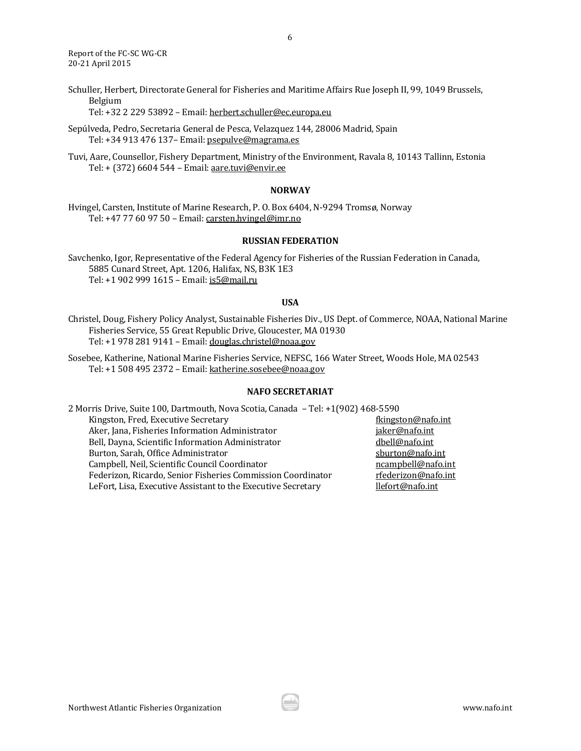Schuller, Herbert, Directorate General for Fisheries and Maritime Affairs Rue Joseph II, 99, 1049 Brussels, Belgium
Tel: +32 2 229 53892 – Email: herbert.schuller@ec.europa.eu

Sepúlveda, Pedro, Secretaria General de Pesca, Velazquez 144, 28006 Madrid, Spain
Tel: +34 913 476 137– Email: psepulve@magrama.es

Tuvi, Aare, Counsellor, Fishery Department, Ministry of the Environment, Ravala 8, 10143 Tallinn, Estonia
Tel: + (372) 6604 544 – Email: aare.tuvi@envir.ee

**NORWAY**

Hvingel, Carsten, Institute of Marine Research, P. O. Box 6404, N-9294 Tromsø, Norway
Tel: +47 77 60 97 50 – Email: carsten.hvingel@imr.no

**RUSSIAN FEDERATION**

Savchenko, Igor, Representative of the Federal Agency for Fisheries of the Russian Federation in Canada, 5885 Cunard Street, Apt. 1206, Halifax, NS, B3K 1E3
Tel: +1 902 999 1615 – Email: is5@mail.ru

**USA**

Christel, Doug, Fishery Policy Analyst, Sustainable Fisheries Div., US Dept. of Commerce, NOAA, National Marine Fisheries Service, 55 Great Republic Drive, Gloucester, MA 01930
Tel: +1 978 281 9141 – Email: douglas.christel@noaa.gov

Sosebee, Katherine, National Marine Fisheries Service, NEFSC, 166 Water Street, Woods Hole, MA 02543
Tel: +1 508 495 2372 – Email: katherine.sosebee@noaa.gov

**NAFO SECRETARIAT**

2 Morris Drive, Suite 100, Dartmouth, Nova Scotia, Canada – Tel: +1(902) 468-5590

| | |
|---|---|
| Kingston, Fred, Executive Secretary | fkingston@nafo.int |
| Aker, Jana, Fisheries Information Administrator | jaker@nafo.int |
| Bell, Dayna, Scientific Information Administrator | dbell@nafo.int |
| Burton, Sarah, Office Administrator | sburton@nafo.int |
| Campbell, Neil, Scientific Council Coordinator | ncampbell@nafo.int |
| Federizon, Ricardo, Senior Fisheries Commission Coordinator | rfederizon@nafo.int |
| LeFort, Lisa, Executive Assistant to the Executive Secretary | llefort@nafo.int |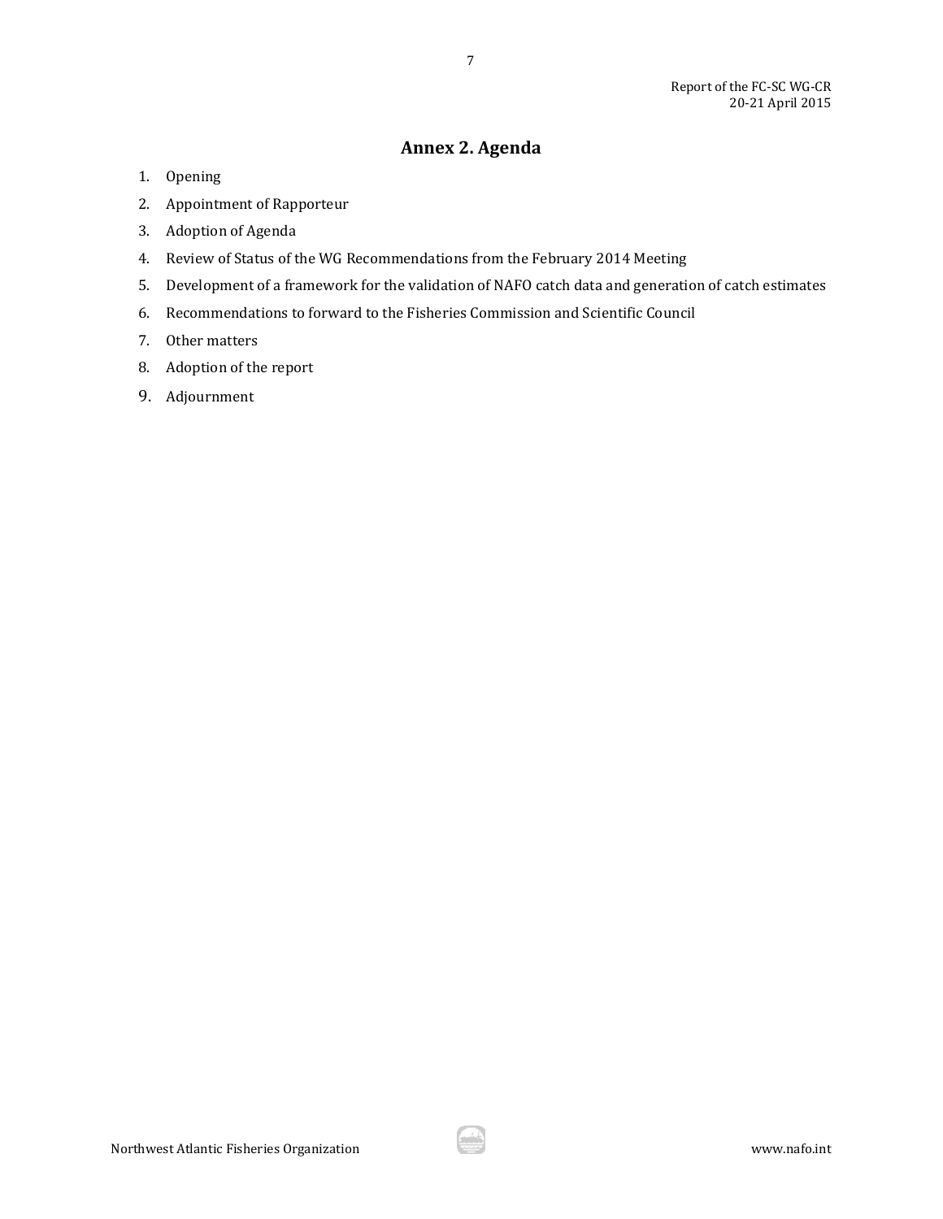## Annex 2. Agenda

1. Opening
2. Appointment of Rapporteur
3. Adoption of Agenda
4. Review of Status of the WG Recommendations from the February 2014 Meeting
5. Development of a framework for the validation of NAFO catch data and generation of catch estimates
6. Recommendations to forward to the Fisheries Commission and Scientific Council
7. Other matters
8. Adoption of the report
9. Adjournment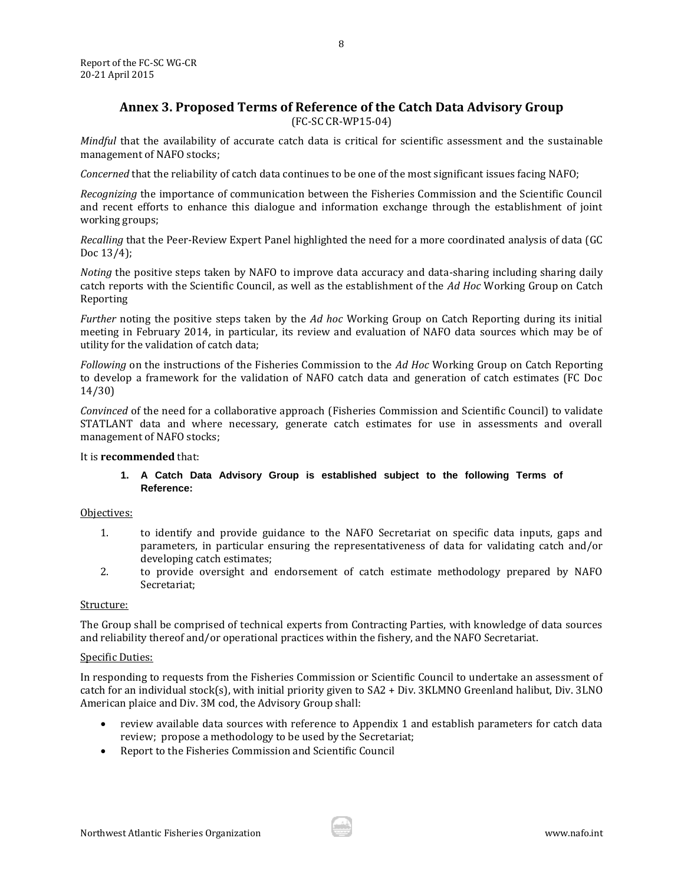## Annex 3. Proposed Terms of Reference of the Catch Data Advisory Group

(FC-SC CR-WP15-04)

*Mindful* that the availability of accurate catch data is critical for scientific assessment and the sustainable management of NAFO stocks;

*Concerned* that the reliability of catch data continues to be one of the most significant issues facing NAFO;

*Recognizing* the importance of communication between the Fisheries Commission and the Scientific Council and recent efforts to enhance this dialogue and information exchange through the establishment of joint working groups;

*Recalling* that the Peer-Review Expert Panel highlighted the need for a more coordinated analysis of data (GC Doc 13/4);

*Noting* the positive steps taken by NAFO to improve data accuracy and data-sharing including sharing daily catch reports with the Scientific Council, as well as the establishment of the *Ad Hoc* Working Group on Catch Reporting

*Further* noting the positive steps taken by the *Ad hoc* Working Group on Catch Reporting during its initial meeting in February 2014, in particular, its review and evaluation of NAFO data sources which may be of utility for the validation of catch data;

*Following* on the instructions of the Fisheries Commission to the *Ad Hoc* Working Group on Catch Reporting to develop a framework for the validation of NAFO catch data and generation of catch estimates (FC Doc 14/30)

*Convinced* of the need for a collaborative approach (Fisheries Commission and Scientific Council) to validate STATLANT data and where necessary, generate catch estimates for use in assessments and overall management of NAFO stocks;

It is **recommended** that:

1. **A Catch Data Advisory Group is established subject to the following Terms of Reference:**

Objectives:

1. to identify and provide guidance to the NAFO Secretariat on specific data inputs, gaps and parameters, in particular ensuring the representativeness of data for validating catch and/or developing catch estimates;
2. to provide oversight and endorsement of catch estimate methodology prepared by NAFO Secretariat;

Structure:

The Group shall be comprised of technical experts from Contracting Parties, with knowledge of data sources and reliability thereof and/or operational practices within the fishery, and the NAFO Secretariat.

Specific Duties:

In responding to requests from the Fisheries Commission or Scientific Council to undertake an assessment of catch for an individual stock(s), with initial priority given to SA2 + Div. 3KLMNO Greenland halibut, Div. 3LNO American plaice and Div. 3M cod, the Advisory Group shall:

- review available data sources with reference to Appendix 1 and establish parameters for catch data review; propose a methodology to be used by the Secretariat;
- Report to the Fisheries Commission and Scientific Council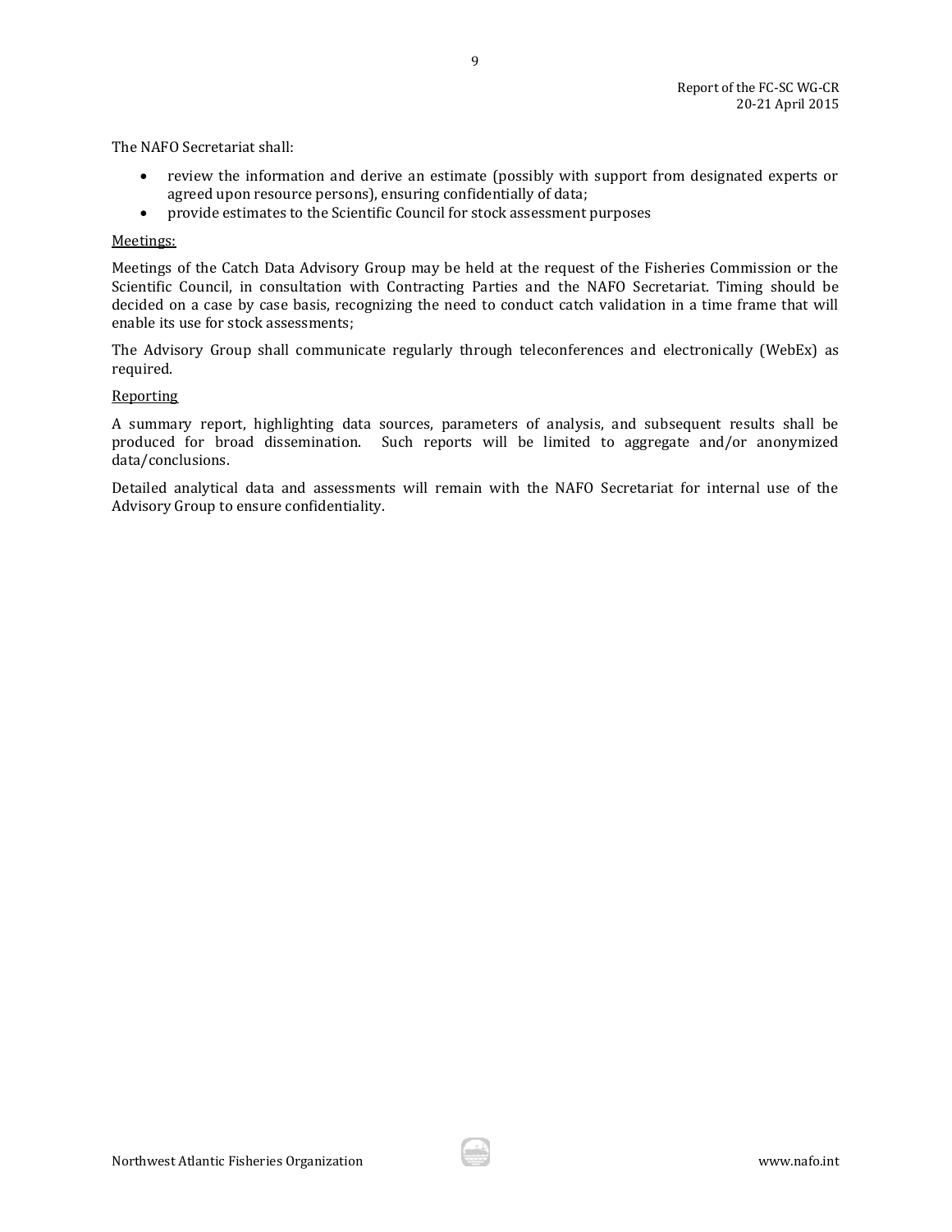The NAFO Secretariat shall:

- review the information and derive an estimate (possibly with support from designated experts or agreed upon resource persons), ensuring confidentially of data;
- provide estimates to the Scientific Council for stock assessment purposes

<u>Meetings:</u>

Meetings of the Catch Data Advisory Group may be held at the request of the Fisheries Commission or the Scientific Council, in consultation with Contracting Parties and the NAFO Secretariat. Timing should be decided on a case by case basis, recognizing the need to conduct catch validation in a time frame that will enable its use for stock assessments;

The Advisory Group shall communicate regularly through teleconferences and electronically (WebEx) as required.

<u>Reporting</u>

A summary report, highlighting data sources, parameters of analysis, and subsequent results shall be produced for broad dissemination. Such reports will be limited to aggregate and/or anonymized data/conclusions.

Detailed analytical data and assessments will remain with the NAFO Secretariat for internal use of the Advisory Group to ensure confidentiality.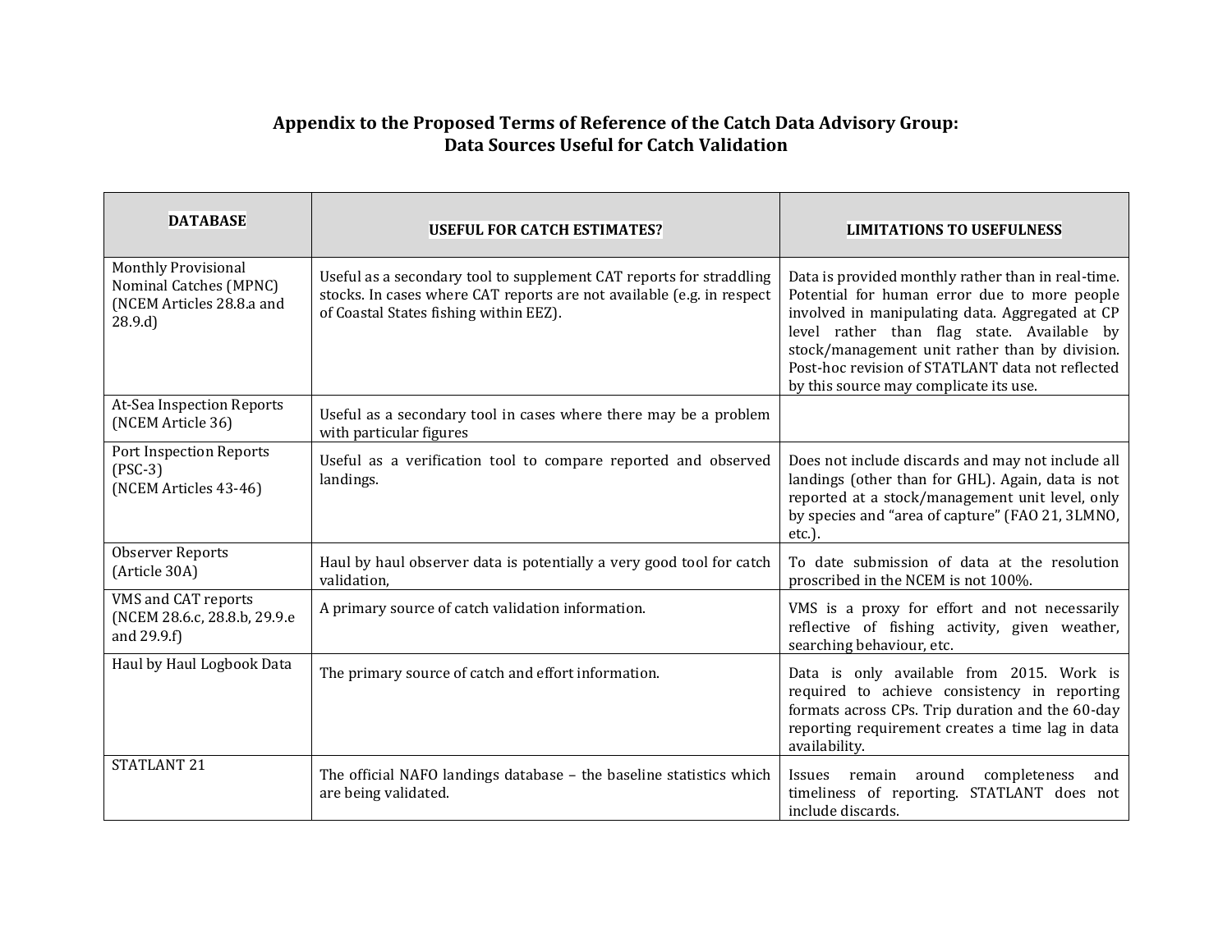## Appendix to the Proposed Terms of Reference of the Catch Data Advisory Group: Data Sources Useful for Catch Validation

| DATABASE | USEFUL FOR CATCH ESTIMATES? | LIMITATIONS TO USEFULNESS |
|---|---|---|
| Monthly Provisional Nominal Catches (MPNC) (NCEM Articles 28.8.a and 28.9.d) | Useful as a secondary tool to supplement CAT reports for straddling stocks. In cases where CAT reports are not available (e.g. in respect of Coastal States fishing within EEZ). | Data is provided monthly rather than in real-time. Potential for human error due to more people involved in manipulating data. Aggregated at CP level rather than flag state. Available by stock/management unit rather than by division. Post-hoc revision of STATLANT data not reflected by this source may complicate its use. |
| At-Sea Inspection Reports (NCEM Article 36) | Useful as a secondary tool in cases where there may be a problem with particular figures | |
| Port Inspection Reports (PSC-3) (NCEM Articles 43-46) | Useful as a verification tool to compare reported and observed landings. | Does not include discards and may not include all landings (other than for GHL). Again, data is not reported at a stock/management unit level, only by species and "area of capture" (FAO 21, 3LMNO, etc.). |
| Observer Reports (Article 30A) | Haul by haul observer data is potentially a very good tool for catch validation, | To date submission of data at the resolution proscribed in the NCEM is not 100%. |
| VMS and CAT reports (NCEM 28.6.c, 28.8.b, 29.9.e and 29.9.f) | A primary source of catch validation information. | VMS is a proxy for effort and not necessarily reflective of fishing activity, given weather, searching behaviour, etc. |
| Haul by Haul Logbook Data | The primary source of catch and effort information. | Data is only available from 2015. Work is required to achieve consistency in reporting formats across CPs. Trip duration and the 60-day reporting requirement creates a time lag in data availability. |
| STATLANT 21 | The official NAFO landings database – the baseline statistics which are being validated. | Issues remain around completeness and timeliness of reporting. STATLANT does not include discards. |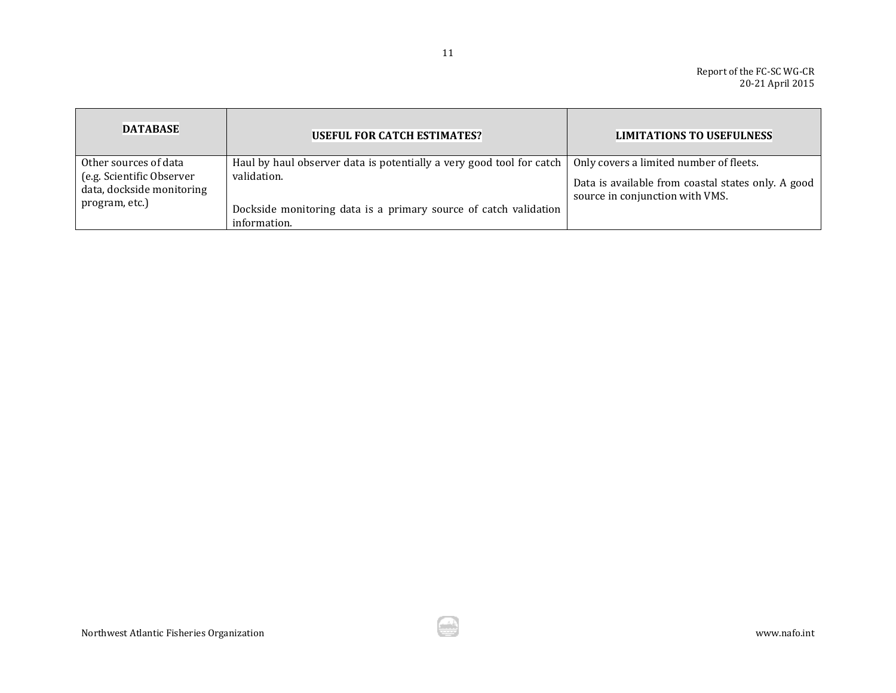| DATABASE | USEFUL FOR CATCH ESTIMATES? | LIMITATIONS TO USEFULNESS |
|---|---|---|
| Other sources of data (e.g. Scientific Observer data, dockside monitoring program, etc.) | Haul by haul observer data is potentially a very good tool for catch validation.<br><br>Dockside monitoring data is a primary source of catch validation information. | Only covers a limited number of fleets.<br><br>Data is available from coastal states only. A good source in conjunction with VMS. |